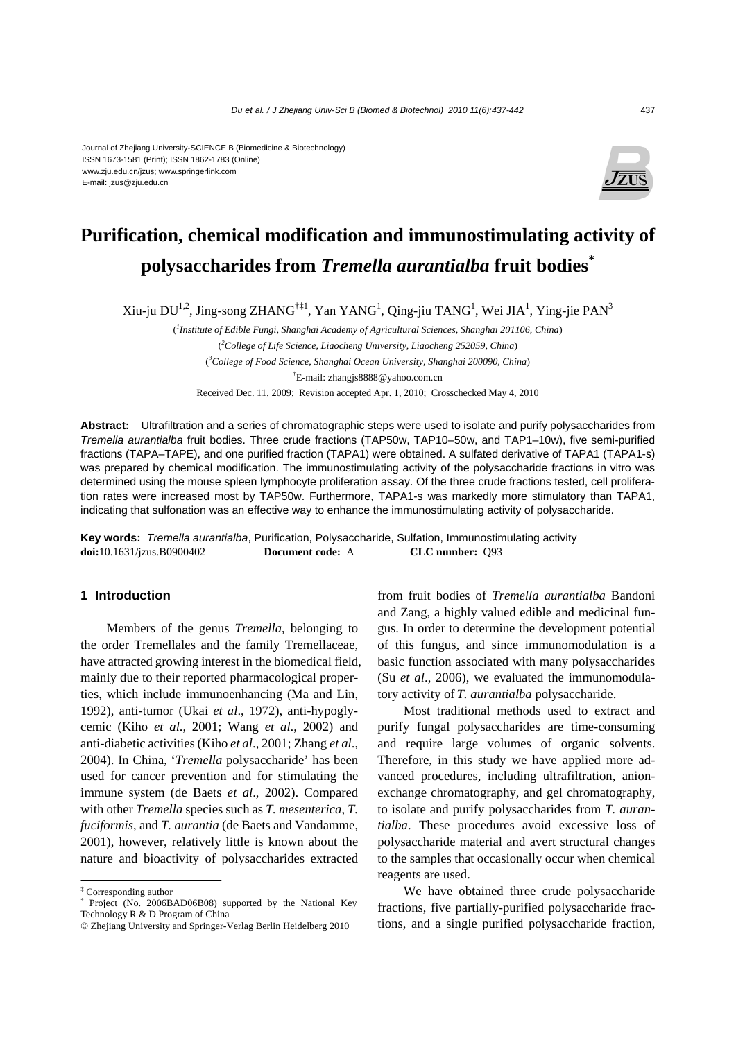Journal of Zhejiang University-SCIENCE B (Biomedicine & Biotechnology)
ISSN 1673-1581 (Print); ISSN 1862-1783 (Online)
www.zju.edu.cn/jzus; www.springerlink.com
E-mail: jzus@zju.edu.cn

# Purification, chemical modification and immunostimulating activity of polysaccharides from *Tremella aurantialba* fruit bodies[*]

Xiu-ju DU[1,2], Jing-song ZHANG[†‡1], Yan YANG[1], Qing-jiu TANG[1], Wei JIA[1], Ying-jie PAN[3]

([1]*Institute of Edible Fungi, Shanghai Academy of Agricultural Sciences, Shanghai 201106, China*)

([2]*College of Life Science, Liaocheng University, Liaocheng 252059, China*)

([3]*College of Food Science, Shanghai Ocean University, Shanghai 200090, China*)

[†]E-mail: zhangjs8888@yahoo.com.cn

Received Dec. 11, 2009; Revision accepted Apr. 1, 2010; Crosschecked May 4, 2010

**Abstract:** Ultrafiltration and a series of chromatographic steps were used to isolate and purify polysaccharides from *Tremella aurantialba* fruit bodies. Three crude fractions (TAP50w, TAP10–50w, and TAP1–10w), five semi-purified fractions (TAPA–TAPE), and one purified fraction (TAPA1) were obtained. A sulfated derivative of TAPA1 (TAPA1-s) was prepared by chemical modification. The immunostimulating activity of the polysaccharide fractions in vitro was determined using the mouse spleen lymphocyte proliferation assay. Of the three crude fractions tested, cell proliferation rates were increased most by TAP50w. Furthermore, TAPA1-s was markedly more stimulatory than TAPA1, indicating that sulfonation was an effective way to enhance the immunostimulating activity of polysaccharide.

**Key words:** *Tremella aurantialba*, Purification, Polysaccharide, Sulfation, Immunostimulating activity
**doi:**10.1631/jzus.B0900402 **Document code:** A **CLC number:** Q93

## 1 Introduction

Members of the genus *Tremella*, belonging to the order Tremellales and the family Tremellaceae, have attracted growing interest in the biomedical field, mainly due to their reported pharmacological properties, which include immunoenhancing (Ma and Lin, 1992), anti-tumor (Ukai *et al*., 1972), anti-hypoglycemic (Kiho *et al*., 2001; Wang *et al*., 2002) and anti-diabetic activities (Kiho *et al*., 2001; Zhang *et al*., 2004). In China, '*Tremella* polysaccharide' has been used for cancer prevention and for stimulating the immune system (de Baets *et al*., 2002). Compared with other *Tremella* species such as *T. mesenterica*, *T. fuciformis*, and *T. aurantia* (de Baets and Vandamme, 2001), however, relatively little is known about the nature and bioactivity of polysaccharides extracted from fruit bodies of *Tremella aurantialba* Bandoni and Zang, a highly valued edible and medicinal fungus. In order to determine the development potential of this fungus, and since immunomodulation is a basic function associated with many polysaccharides (Su *et al*., 2006), we evaluated the immunomodulatory activity of *T. aurantialba* polysaccharide.

Most traditional methods used to extract and purify fungal polysaccharides are time-consuming and require large volumes of organic solvents. Therefore, in this study we have applied more advanced procedures, including ultrafiltration, anion-exchange chromatography, and gel chromatography, to isolate and purify polysaccharides from *T. aurantialba*. These procedures avoid excessive loss of polysaccharide material and avert structural changes to the samples that occasionally occur when chemical reagents are used.

We have obtained three crude polysaccharide fractions, five partially-purified polysaccharide fractions, and a single purified polysaccharide fraction,

---

[‡] Corresponding author
[*] Project (No. 2006BAD06B08) supported by the National Key Technology R & D Program of China
© Zhejiang University and Springer-Verlag Berlin Heidelberg 2010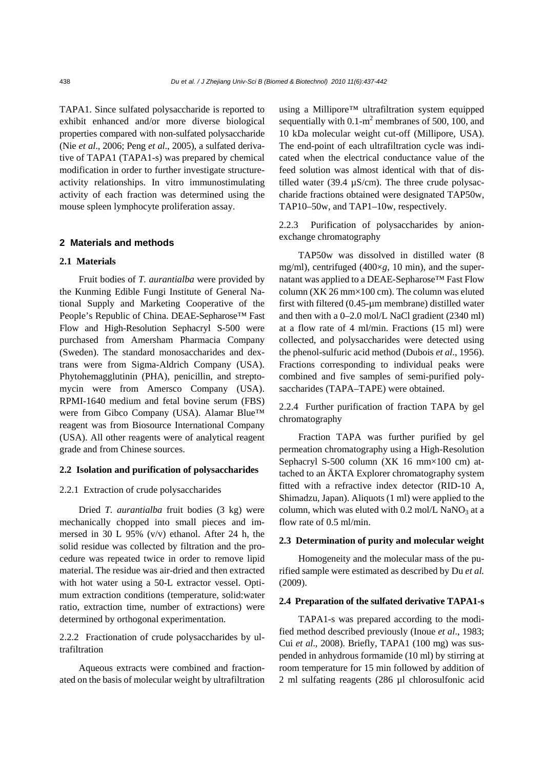TAPA1. Since sulfated polysaccharide is reported to exhibit enhanced and/or more diverse biological properties compared with non-sulfated polysaccharide (Nie *et al*., 2006; Peng *et al*., 2005), a sulfated derivative of TAPA1 (TAPA1-s) was prepared by chemical modification in order to further investigate structure-activity relationships. In vitro immunostimulating activity of each fraction was determined using the mouse spleen lymphocyte proliferation assay.

## 2 Materials and methods

### 2.1 Materials

Fruit bodies of *T. aurantialba* were provided by the Kunming Edible Fungi Institute of General National Supply and Marketing Cooperative of the People's Republic of China. DEAE-Sepharose™ Fast Flow and High-Resolution Sephacryl S-500 were purchased from Amersham Pharmacia Company (Sweden). The standard monosaccharides and dextrans were from Sigma-Aldrich Company (USA). Phytohemagglutinin (PHA), penicillin, and streptomycin were from Amersco Company (USA). RPMI-1640 medium and fetal bovine serum (FBS) were from Gibco Company (USA). Alamar Blue™ reagent was from Biosource International Company (USA). All other reagents were of analytical reagent grade and from Chinese sources.

### 2.2 Isolation and purification of polysaccharides

#### 2.2.1 Extraction of crude polysaccharides

Dried *T. aurantialba* fruit bodies (3 kg) were mechanically chopped into small pieces and immersed in 30 L 95% (v/v) ethanol. After 24 h, the solid residue was collected by filtration and the procedure was repeated twice in order to remove lipid material. The residue was air-dried and then extracted with hot water using a 50-L extractor vessel. Optimum extraction conditions (temperature, solid:water ratio, extraction time, number of extractions) were determined by orthogonal experimentation.

#### 2.2.2 Fractionation of crude polysaccharides by ultrafiltration

Aqueous extracts were combined and fractionated on the basis of molecular weight by ultrafiltration using a Millipore™ ultrafiltration system equipped sequentially with 0.1-$m^2$ membranes of 500, 100, and 10 kDa molecular weight cut-off (Millipore, USA). The end-point of each ultrafiltration cycle was indicated when the electrical conductance value of the feed solution was almost identical with that of distilled water (39.4 µS/cm). The three crude polysaccharide fractions obtained were designated TAP50w, TAP10–50w, and TAP1–10w, respectively.

#### 2.2.3 Purification of polysaccharides by anion-exchange chromatography

TAP50w was dissolved in distilled water (8 mg/ml), centrifuged (400×*g*, 10 min), and the supernatant was applied to a DEAE-Sepharose™ Fast Flow column (XK 26 mm×100 cm). The column was eluted first with filtered (0.45-µm membrane) distilled water and then with a 0–2.0 mol/L NaCl gradient (2340 ml) at a flow rate of 4 ml/min. Fractions (15 ml) were collected, and polysaccharides were detected using the phenol-sulfuric acid method (Dubois *et al*., 1956). Fractions corresponding to individual peaks were combined and five samples of semi-purified polysaccharides (TAPA–TAPE) were obtained.

#### 2.2.4 Further purification of fraction TAPA by gel chromatography

Fraction TAPA was further purified by gel permeation chromatography using a High-Resolution Sephacryl S-500 column (XK 16 mm×100 cm) attached to an ÄKTA Explorer chromatography system fitted with a refractive index detector (RID-10 A, Shimadzu, Japan). Aliquots (1 ml) were applied to the column, which was eluted with 0.2 mol/L $NaNO_3$ at a flow rate of 0.5 ml/min.

### 2.3 Determination of purity and molecular weight

Homogeneity and the molecular mass of the purified sample were estimated as described by Du *et al.* (2009).

### 2.4 Preparation of the sulfated derivative TAPA1-s

TAPA1-s was prepared according to the modified method described previously (Inoue *et al*., 1983; Cui *et al*., 2008). Briefly, TAPA1 (100 mg) was suspended in anhydrous formamide (10 ml) by stirring at room temperature for 15 min followed by addition of 2 ml sulfating reagents (286 µl chlorosulfonic acid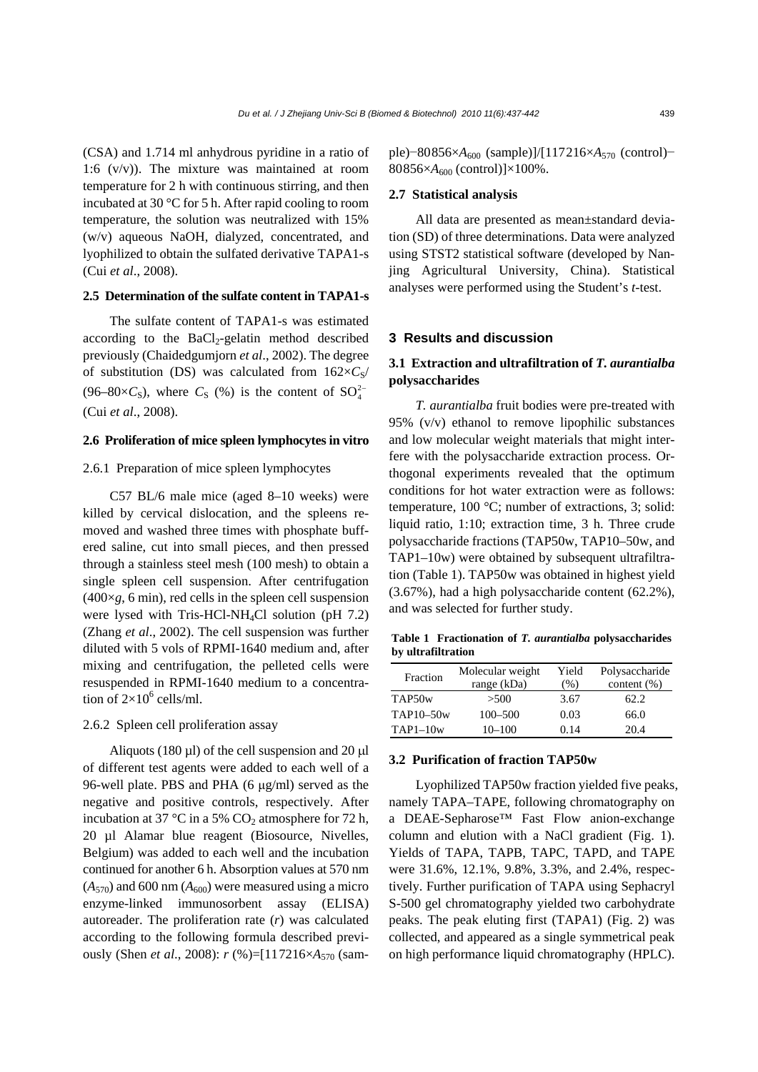(CSA) and 1.714 ml anhydrous pyridine in a ratio of 1:6 (v/v)). The mixture was maintained at room temperature for 2 h with continuous stirring, and then incubated at 30 °C for 5 h. After rapid cooling to room temperature, the solution was neutralized with 15% (w/v) aqueous NaOH, dialyzed, concentrated, and lyophilized to obtain the sulfated derivative TAPA1-s (Cui *et al*., 2008).

### 2.5 Determination of the sulfate content in TAPA1-s

The sulfate content of TAPA1-s was estimated according to the $BaCl_2$-gelatin method described previously (Chaidedgumjorn *et al*., 2002). The degree of substitution (DS) was calculated from $162\times C_S/(96–80\times C_S)$, where $C_S$ (%) is the content of $SO_4^{2-}$ (Cui *et al*., 2008).

### 2.6 Proliferation of mice spleen lymphocytes in vitro

#### 2.6.1 Preparation of mice spleen lymphocytes

C57 BL/6 male mice (aged 8–10 weeks) were killed by cervical dislocation, and the spleens removed and washed three times with phosphate buffered saline, cut into small pieces, and then pressed through a stainless steel mesh (100 mesh) to obtain a single spleen cell suspension. After centrifugation ($400\times g$, 6 min), red cells in the spleen cell suspension were lysed with Tris-HCl-$NH_4Cl$ solution (pH 7.2) (Zhang *et al*., 2002). The cell suspension was further diluted with 5 vols of RPMI-1640 medium and, after mixing and centrifugation, the pelleted cells were resuspended in RPMI-1640 medium to a concentration of $2\times10^6$ cells/ml.

#### 2.6.2 Spleen cell proliferation assay

Aliquots (180 μl) of the cell suspension and 20 μl of different test agents were added to each well of a 96-well plate. PBS and PHA (6 μg/ml) served as the negative and positive controls, respectively. After incubation at 37 °C in a 5% $CO_2$ atmosphere for 72 h, 20 μl Alamar blue reagent (Biosource, Nivelles, Belgium) was added to each well and the incubation continued for another 6 h. Absorption values at 570 nm ($A_{570}$) and 600 nm ($A_{600}$) were measured using a micro enzyme-linked immunosorbent assay (ELISA) autoreader. The proliferation rate ($r$) was calculated according to the following formula described previously (Shen *et al*., 2008): $r$ (%)=[$117216\times A_{570}$ (sample)−$80856\times A_{600}$ (sample)]/[$117216\times A_{570}$ (control)−$80856\times A_{600}$ (control)]×100%.

### 2.7 Statistical analysis

All data are presented as mean±standard deviation (SD) of three determinations. Data were analyzed using STST2 statistical software (developed by Nanjing Agricultural University, China). Statistical analyses were performed using the Student's $t$-test.

## 3 Results and discussion

### 3.1 Extraction and ultrafiltration of *T. aurantialba* polysaccharides

*T. aurantialba* fruit bodies were pre-treated with 95% (v/v) ethanol to remove lipophilic substances and low molecular weight materials that might interfere with the polysaccharide extraction process. Orthogonal experiments revealed that the optimum conditions for hot water extraction were as follows: temperature, 100 °C; number of extractions, 3; solid: liquid ratio, 1:10; extraction time, 3 h. Three crude polysaccharide fractions (TAP50w, TAP10–50w, and TAP1–10w) were obtained by subsequent ultrafiltration (Table 1). TAP50w was obtained in highest yield (3.67%), had a high polysaccharide content (62.2%), and was selected for further study.

**Table 1 Fractionation of *T. aurantialba* polysaccharides by ultrafiltration**

| Fraction | Molecular weight range (kDa) | Yield (%) | Polysaccharide content (%) |
|---|---|---|---|
| TAP50w | >500 | 3.67 | 62.2 |
| TAP10–50w | 100–500 | 0.03 | 66.0 |
| TAP1–10w | 10–100 | 0.14 | 20.4 |

### 3.2 Purification of fraction TAP50w

Lyophilized TAP50w fraction yielded five peaks, namely TAPA–TAPE, following chromatography on a DEAE-Sepharose™ Fast Flow anion-exchange column and elution with a NaCl gradient (Fig. 1). Yields of TAPA, TAPB, TAPC, TAPD, and TAPE were 31.6%, 12.1%, 9.8%, 3.3%, and 2.4%, respectively. Further purification of TAPA using Sephacryl S-500 gel chromatography yielded two carbohydrate peaks. The peak eluting first (TAPA1) (Fig. 2) was collected, and appeared as a single symmetrical peak on high performance liquid chromatography (HPLC).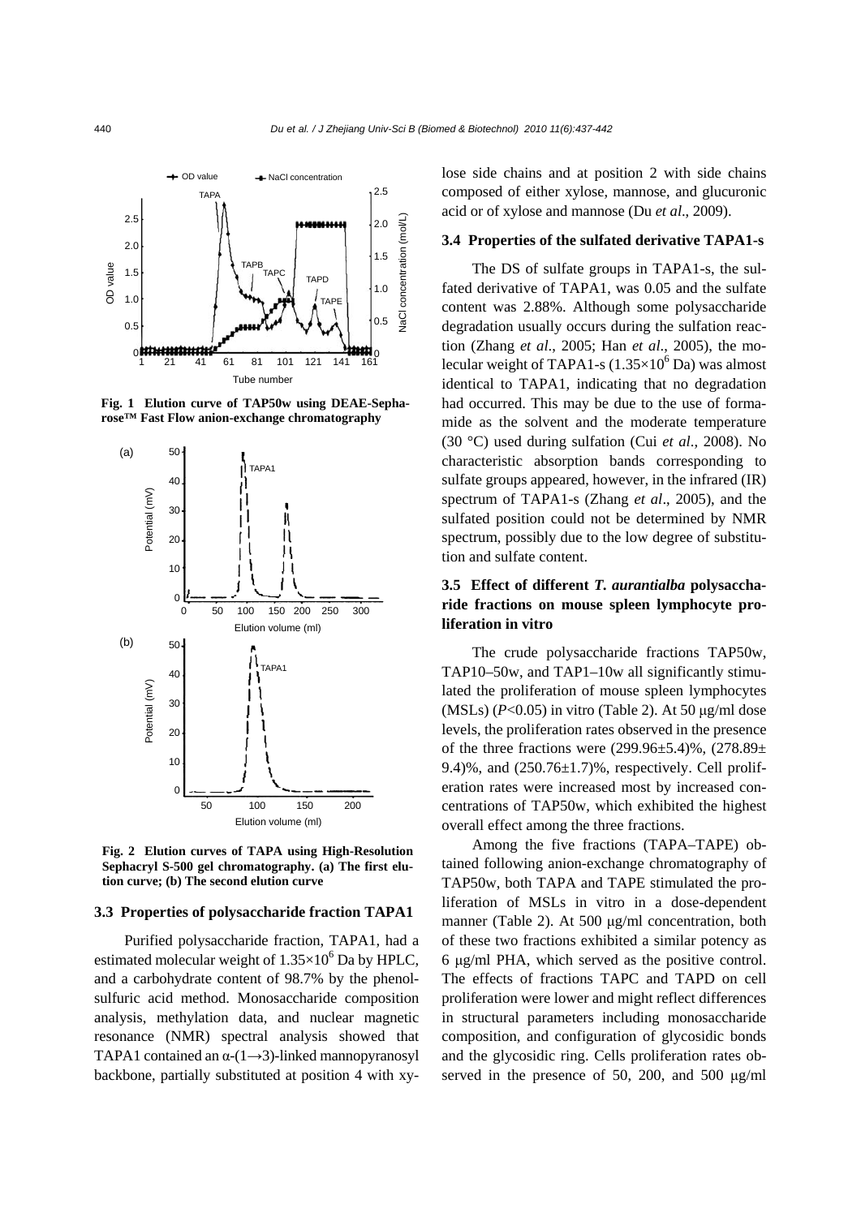**Fig. 1 Elution curve of TAP50w using DEAE-Sepharose™ Fast Flow anion-exchange chromatography**

**Fig. 2 Elution curves of TAPA using High-Resolution Sephacryl S-500 gel chromatography. (a) The first elution curve; (b) The second elution curve**

### 3.3 Properties of polysaccharide fraction TAPA1

Purified polysaccharide fraction, TAPA1, had a estimated molecular weight of $1.35\times10^6$ Da by HPLC, and a carbohydrate content of 98.7% by the phenol-sulfuric acid method. Monosaccharide composition analysis, methylation data, and nuclear magnetic resonance (NMR) spectral analysis showed that TAPA1 contained an α-(1→3)-linked mannopyranosyl backbone, partially substituted at position 4 with xylose side chains and at position 2 with side chains composed of either xylose, mannose, and glucuronic acid or of xylose and mannose (Du *et al*., 2009).

### 3.4 Properties of the sulfated derivative TAPA1-s

The DS of sulfate groups in TAPA1-s, the sulfated derivative of TAPA1, was 0.05 and the sulfate content was 2.88%. Although some polysaccharide degradation usually occurs during the sulfation reaction (Zhang *et al*., 2005; Han *et al*., 2005), the molecular weight of TAPA1-s ($1.35\times10^6$ Da) was almost identical to TAPA1, indicating that no degradation had occurred. This may be due to the use of formamide as the solvent and the moderate temperature (30 °C) used during sulfation (Cui *et al*., 2008). No characteristic absorption bands corresponding to sulfate groups appeared, however, in the infrared (IR) spectrum of TAPA1-s (Zhang *et al*., 2005), and the sulfated position could not be determined by NMR spectrum, possibly due to the low degree of substitution and sulfate content.

### 3.5 Effect of different *T. aurantialba* polysaccharide fractions on mouse spleen lymphocyte proliferation in vitro

The crude polysaccharide fractions TAP50w, TAP10–50w, and TAP1–10w all significantly stimulated the proliferation of mouse spleen lymphocytes (MSLs) ($P$<0.05) in vitro (Table 2). At 50 μg/ml dose levels, the proliferation rates observed in the presence of the three fractions were (299.96±5.4)%, (278.89±9.4)%, and (250.76±1.7)%, respectively. Cell proliferation rates were increased most by increased concentrations of TAP50w, which exhibited the highest overall effect among the three fractions.

Among the five fractions (TAPA–TAPE) obtained following anion-exchange chromatography of TAP50w, both TAPA and TAPE stimulated the proliferation of MSLs in vitro in a dose-dependent manner (Table 2). At 500 μg/ml concentration, both of these two fractions exhibited a similar potency as 6 μg/ml PHA, which served as the positive control. The effects of fractions TAPC and TAPD on cell proliferation were lower and might reflect differences in structural parameters including monosaccharide composition, and configuration of glycosidic bonds and the glycosidic ring. Cells proliferation rates observed in the presence of 50, 200, and 500 μg/ml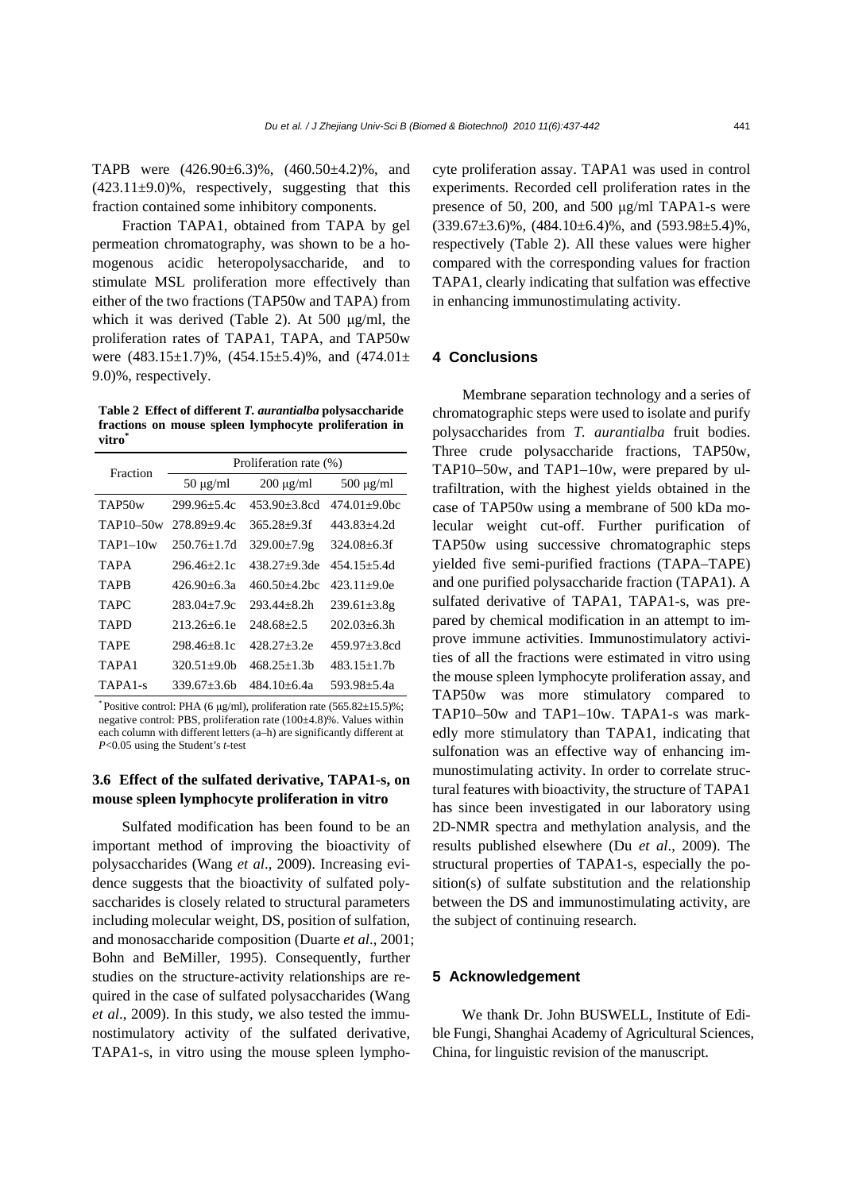TAPB were (426.90±6.3)%, (460.50±4.2)%, and (423.11±9.0)%, respectively, suggesting that this fraction contained some inhibitory components.

Fraction TAPA1, obtained from TAPA by gel permeation chromatography, was shown to be a homogenous acidic heteropolysaccharide, and to stimulate MSL proliferation more effectively than either of the two fractions (TAP50w and TAPA) from which it was derived (Table 2). At 500 μg/ml, the proliferation rates of TAPA1, TAPA, and TAP50w were (483.15±1.7)%, (454.15±5.4)%, and (474.01±9.0)%, respectively.

**Table 2 Effect of different *T. aurantialba* polysaccharide fractions on mouse spleen lymphocyte proliferation in vitro***

| Fraction | Proliferation rate (%) | | |
|---|---|---|---|
| | 50 μg/ml | 200 μg/ml | 500 μg/ml |
| TAP50w | 299.96±5.4c | 453.90±3.8cd | 474.01±9.0bc |
| TAP10–50w | 278.89±9.4c | 365.28±9.3f | 443.83±4.2d |
| TAP1–10w | 250.76±1.7d | 329.00±7.9g | 324.08±6.3f |
| TAPA | 296.46±2.1c | 438.27±9.3de | 454.15±5.4d |
| TAPB | 426.90±6.3a | 460.50±4.2bc | 423.11±9.0e |
| TAPC | 283.04±7.9c | 293.44±8.2h | 239.61±3.8g |
| TAPD | 213.26±6.1e | 248.68±2.5 | 202.03±6.3h |
| TAPE | 298.46±8.1c | 428.27±3.2e | 459.97±3.8cd |
| TAPA1 | 320.51±9.0b | 468.25±1.3b | 483.15±1.7b |
| TAPA1-s | 339.67±3.6b | 484.10±6.4a | 593.98±5.4a |

* Positive control: PHA (6 μg/ml), proliferation rate (565.82±15.5)%; negative control: PBS, proliferation rate (100±4.8)%. Values within each column with different letters (a–h) are significantly different at $P<0.05$ using the Student's *t*-test

### 3.6 Effect of the sulfated derivative, TAPA1-s, on mouse spleen lymphocyte proliferation in vitro

Sulfated modification has been found to be an important method of improving the bioactivity of polysaccharides (Wang *et al*., 2009). Increasing evidence suggests that the bioactivity of sulfated polysaccharides is closely related to structural parameters including molecular weight, DS, position of sulfation, and monosaccharide composition (Duarte *et al*., 2001; Bohn and BeMiller, 1995). Consequently, further studies on the structure-activity relationships are required in the case of sulfated polysaccharides (Wang *et al*., 2009). In this study, we also tested the immunostimulatory activity of the sulfated derivative, TAPA1-s, in vitro using the mouse spleen lymphocyte proliferation assay. TAPA1 was used in control experiments. Recorded cell proliferation rates in the presence of 50, 200, and 500 μg/ml TAPA1-s were (339.67±3.6)%, (484.10±6.4)%, and (593.98±5.4)%, respectively (Table 2). All these values were higher compared with the corresponding values for fraction TAPA1, clearly indicating that sulfation was effective in enhancing immunostimulating activity.

## 4 Conclusions

Membrane separation technology and a series of chromatographic steps were used to isolate and purify polysaccharides from *T. aurantialba* fruit bodies. Three crude polysaccharide fractions, TAP50w, TAP10–50w, and TAP1–10w, were prepared by ultrafiltration, with the highest yields obtained in the case of TAP50w using a membrane of 500 kDa molecular weight cut-off. Further purification of TAP50w using successive chromatographic steps yielded five semi-purified fractions (TAPA–TAPE) and one purified polysaccharide fraction (TAPA1). A sulfated derivative of TAPA1, TAPA1-s, was prepared by chemical modification in an attempt to improve immune activities. Immunostimulatory activities of all the fractions were estimated in vitro using the mouse spleen lymphocyte proliferation assay, and TAP50w was more stimulatory compared to TAP10–50w and TAP1–10w. TAPA1-s was markedly more stimulatory than TAPA1, indicating that sulfonation was an effective way of enhancing immunostimulating activity. In order to correlate structural features with bioactivity, the structure of TAPA1 has since been investigated in our laboratory using 2D-NMR spectra and methylation analysis, and the results published elsewhere (Du *et al*., 2009). The structural properties of TAPA1-s, especially the position(s) of sulfate substitution and the relationship between the DS and immunostimulating activity, are the subject of continuing research.

## 5 Acknowledgement

We thank Dr. John BUSWELL, Institute of Edible Fungi, Shanghai Academy of Agricultural Sciences, China, for linguistic revision of the manuscript.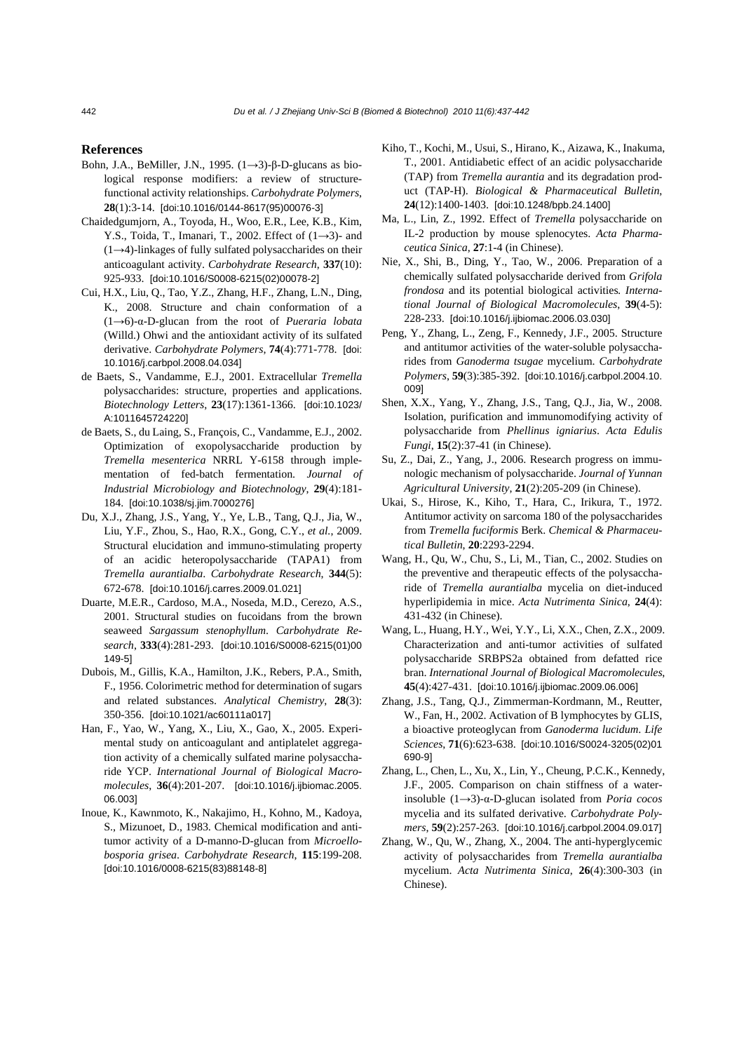## References

Bohn, J.A., BeMiller, J.N., 1995. (1→3)-β-D-glucans as biological response modifiers: a review of structure-functional activity relationships. *Carbohydrate Polymers*, **28**(1):3-14. [doi:10.1016/0144-8617(95)00076-3]

Chaidedgumjorn, A., Toyoda, H., Woo, E.R., Lee, K.B., Kim, Y.S., Toida, T., Imanari, T., 2002. Effect of (1→3)- and (1→4)-linkages of fully sulfated polysaccharides on their anticoagulant activity. *Carbohydrate Research*, **337**(10): 925-933. [doi:10.1016/S0008-6215(02)00078-2]

Cui, H.X., Liu, Q., Tao, Y.Z., Zhang, H.F., Zhang, L.N., Ding, K., 2008. Structure and chain conformation of a (1→6)-α-D-glucan from the root of *Pueraria lobata* (Willd.) Ohwi and the antioxidant activity of its sulfated derivative. *Carbohydrate Polymers*, **74**(4):771-778. [doi:10.1016/j.carbpol.2008.04.034]

de Baets, S., Vandamme, E.J., 2001. Extracellular *Tremella* polysaccharides: structure, properties and applications. *Biotechnology Letters*, **23**(17):1361-1366. [doi:10.1023/A:1011645724220]

de Baets, S., du Laing, S., François, C., Vandamme, E.J., 2002. Optimization of exopolysaccharide production by *Tremella mesenterica* NRRL Y-6158 through implementation of fed-batch fermentation. *Journal of Industrial Microbiology and Biotechnology*, **29**(4):181-184. [doi:10.1038/sj.jim.7000276]

Du, X.J., Zhang, J.S., Yang, Y., Ye, L.B., Tang, Q.J., Jia, W., Liu, Y.F., Zhou, S., Hao, R.X., Gong, C.Y., *et al.*, 2009. Structural elucidation and immuno-stimulating property of an acidic heteropolysaccharide (TAPA1) from *Tremella aurantialba*. *Carbohydrate Research*, **344**(5): 672-678. [doi:10.1016/j.carres.2009.01.021]

Duarte, M.E.R., Cardoso, M.A., Noseda, M.D., Cerezo, A.S., 2001. Structural studies on fucoidans from the brown seaweed *Sargassum stenophyllum*. *Carbohydrate Research*, **333**(4):281-293. [doi:10.1016/S0008-6215(01)00149-5]

Dubois, M., Gillis, K.A., Hamilton, J.K., Rebers, P.A., Smith, F., 1956. Colorimetric method for determination of sugars and related substances. *Analytical Chemistry*, **28**(3): 350-356. [doi:10.1021/ac60111a017]

Han, F., Yao, W., Yang, X., Liu, X., Gao, X., 2005. Experimental study on anticoagulant and antiplatelet aggregation activity of a chemically sulfated marine polysaccharide YCP. *International Journal of Biological Macromolecules*, **36**(4):201-207. [doi:10.1016/j.ijbiomac.2005.06.003]

Inoue, K., Kawnmoto, K., Nakajimo, H., Kohno, M., Kadoya, S., Mizunoet, D., 1983. Chemical modification and antitumor activity of a D-manno-D-glucan from *Microellobosporia grisea*. *Carbohydrate Research*, **115**:199-208. [doi:10.1016/0008-6215(83)88148-8]

Kiho, T., Kochi, M., Usui, S., Hirano, K., Aizawa, K., Inakuma, T., 2001. Antidiabetic effect of an acidic polysaccharide (TAP) from *Tremella aurantia* and its degradation product (TAP-H). *Biological & Pharmaceutical Bulletin*, **24**(12):1400-1403. [doi:10.1248/bpb.24.1400]

Ma, L., Lin, Z., 1992. Effect of *Tremella* polysaccharide on IL-2 production by mouse splenocytes. *Acta Pharmaceutica Sinica*, **27**:1-4 (in Chinese).

Nie, X., Shi, B., Ding, Y., Tao, W., 2006. Preparation of a chemically sulfated polysaccharide derived from *Grifola frondosa* and its potential biological activities. *International Journal of Biological Macromolecules*, **39**(4-5): 228-233. [doi:10.1016/j.ijbiomac.2006.03.030]

Peng, Y., Zhang, L., Zeng, F., Kennedy, J.F., 2005. Structure and antitumor activities of the water-soluble polysaccharides from *Ganoderma tsugae* mycelium. *Carbohydrate Polymers*, **59**(3):385-392. [doi:10.1016/j.carbpol.2004.10.009]

Shen, X.X., Yang, Y., Zhang, J.S., Tang, Q.J., Jia, W., 2008. Isolation, purification and immunomodifying activity of polysaccharide from *Phellinus igniarius*. *Acta Edulis Fungi*, **15**(2):37-41 (in Chinese).

Su, Z., Dai, Z., Yang, J., 2006. Research progress on immunologic mechanism of polysaccharide. *Journal of Yunnan Agricultural University*, **21**(2):205-209 (in Chinese).

Ukai, S., Hirose, K., Kiho, T., Hara, C., Irikura, T., 1972. Antitumor activity on sarcoma 180 of the polysaccharides from *Tremella fuciformis* Berk. *Chemical & Pharmaceutical Bulletin*, **20**:2293-2294.

Wang, H., Qu, W., Chu, S., Li, M., Tian, C., 2002. Studies on the preventive and therapeutic effects of the polysaccharide of *Tremella aurantialba* mycelia on diet-induced hyperlipidemia in mice. *Acta Nutrimenta Sinica*, **24**(4): 431-432 (in Chinese).

Wang, L., Huang, H.Y., Wei, Y.Y., Li, X.X., Chen, Z.X., 2009. Characterization and anti-tumor activities of sulfated polysaccharide SRBPS2a obtained from defatted rice bran. *International Journal of Biological Macromolecules*, **45**(4):427-431. [doi:10.1016/j.ijbiomac.2009.06.006]

Zhang, J.S., Tang, Q.J., Zimmerman-Kordmann, M., Reutter, W., Fan, H., 2002. Activation of B lymphocytes by GLIS, a bioactive proteoglycan from *Ganoderma lucidum*. *Life Sciences*, **71**(6):623-638. [doi:10.1016/S0024-3205(02)01690-9]

Zhang, L., Chen, L., Xu, X., Lin, Y., Cheung, P.C.K., Kennedy, J.F., 2005. Comparison on chain stiffness of a water-insoluble (1→3)-α-D-glucan isolated from *Poria cocos* mycelia and its sulfated derivative. *Carbohydrate Polymers*, **59**(2):257-263. [doi:10.1016/j.carbpol.2004.09.017]

Zhang, W., Qu, W., Zhang, X., 2004. The anti-hyperglycemic activity of polysaccharides from *Tremella aurantialba* mycelium. *Acta Nutrimenta Sinica*, **26**(4):300-303 (in Chinese).